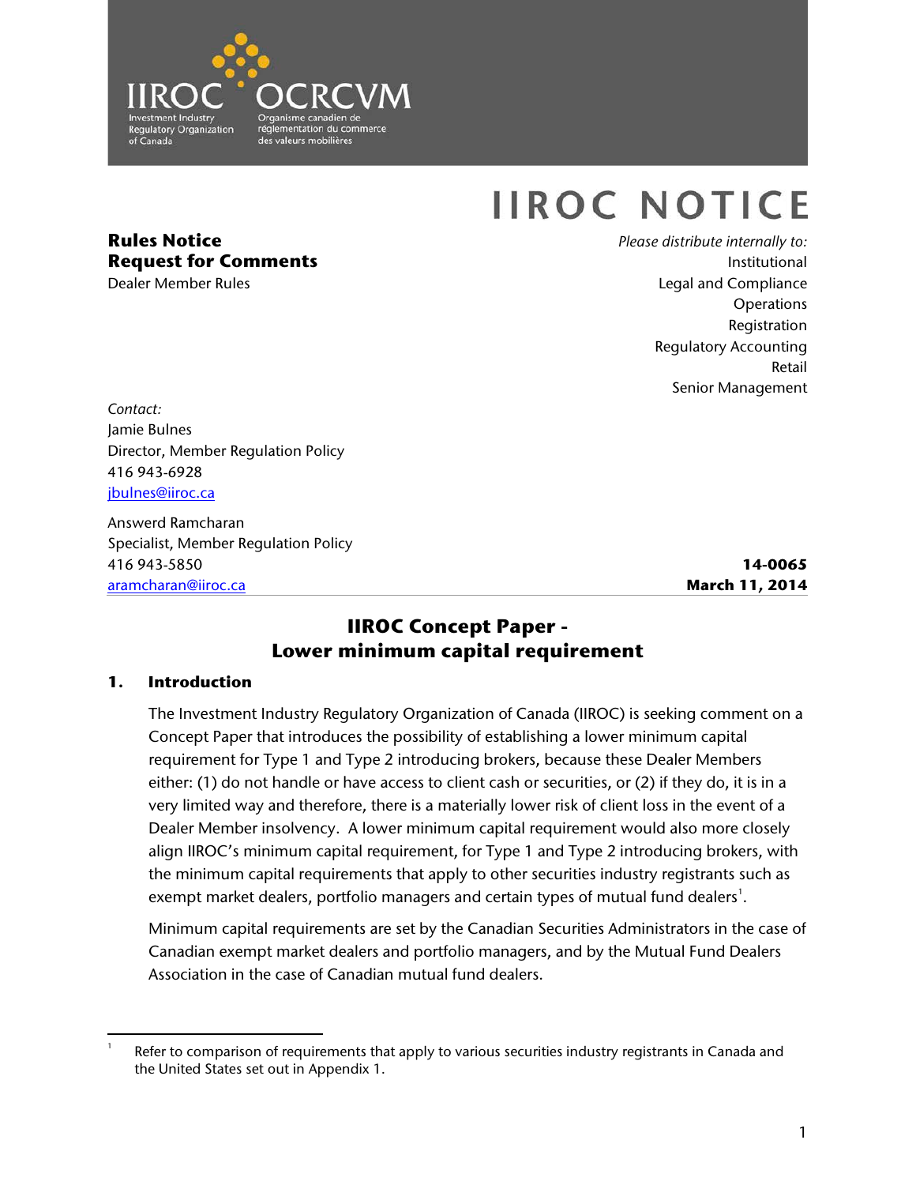IIROC OCRCVM
Investment Industry Regulatory Organization of Canada
Organisme canadien de réglementation du commerce des valeurs mobilières

# IIROC NOTICE

**Rules Notice**
**Request for Comments**
Dealer Member Rules

*Please distribute internally to:*
Institutional
Legal and Compliance
Operations
Registration
Regulatory Accounting
Retail
Senior Management

*Contact:*
Jamie Bulnes
Director, Member Regulation Policy
416 943-6928
jbulnes@iiroc.ca

Answerd Ramcharan
Specialist, Member Regulation Policy
416 943-5850
aramcharan@iiroc.ca

**14-0065**
**March 11, 2014**

## IIROC Concept Paper - Lower minimum capital requirement

### 1. Introduction

The Investment Industry Regulatory Organization of Canada (IIROC) is seeking comment on a Concept Paper that introduces the possibility of establishing a lower minimum capital requirement for Type 1 and Type 2 introducing brokers, because these Dealer Members either: (1) do not handle or have access to client cash or securities, or (2) if they do, it is in a very limited way and therefore, there is a materially lower risk of client loss in the event of a Dealer Member insolvency. A lower minimum capital requirement would also more closely align IIROC's minimum capital requirement, for Type 1 and Type 2 introducing brokers, with the minimum capital requirements that apply to other securities industry registrants such as exempt market dealers, portfolio managers and certain types of mutual fund dealers[1].

Minimum capital requirements are set by the Canadian Securities Administrators in the case of Canadian exempt market dealers and portfolio managers, and by the Mutual Fund Dealers Association in the case of Canadian mutual fund dealers.

[1] Refer to comparison of requirements that apply to various securities industry registrants in Canada and the United States set out in Appendix 1.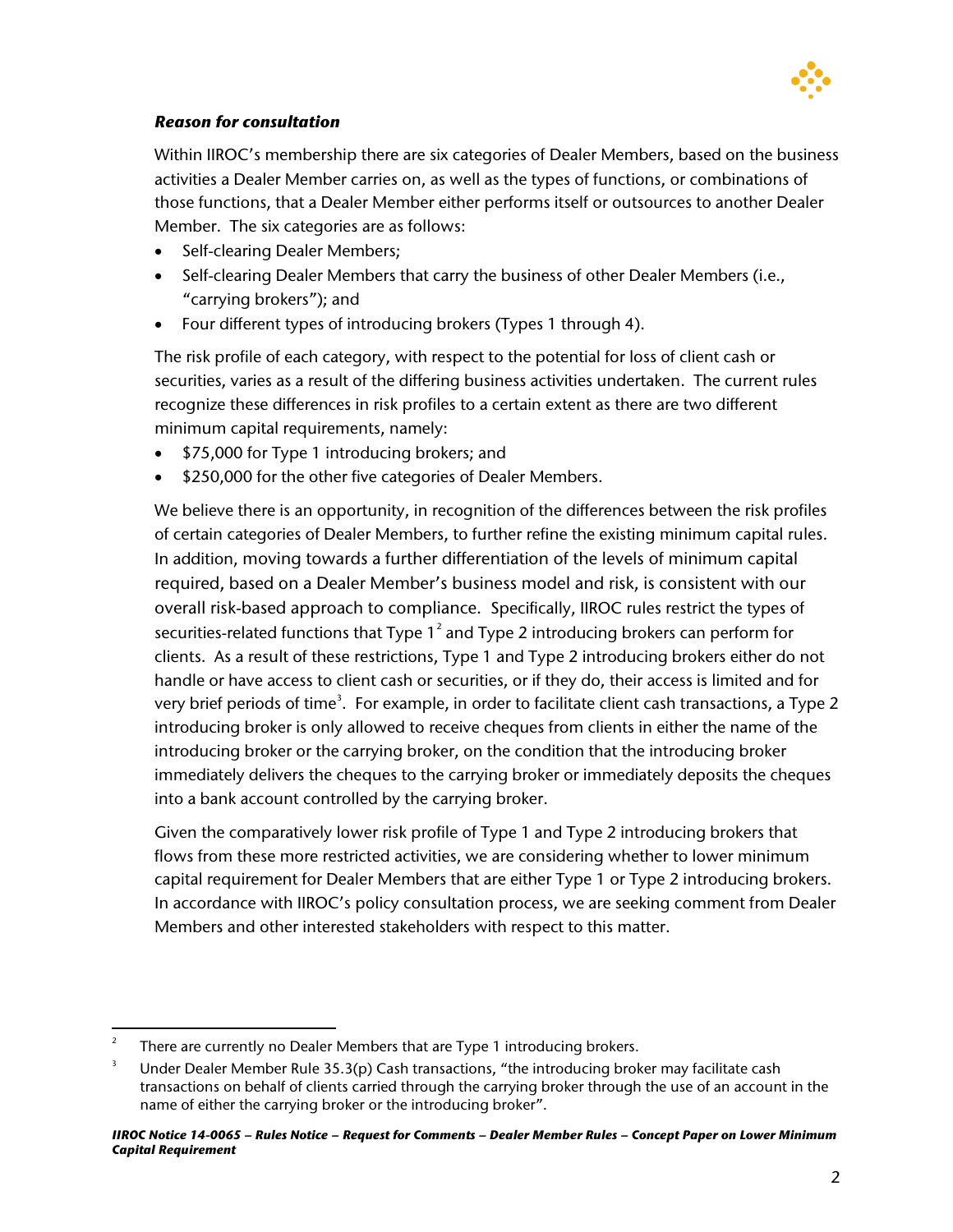***Reason for consultation***

Within IIROC's membership there are six categories of Dealer Members, based on the business activities a Dealer Member carries on, as well as the types of functions, or combinations of those functions, that a Dealer Member either performs itself or outsources to another Dealer Member. The six categories are as follows:

- Self-clearing Dealer Members;
- Self-clearing Dealer Members that carry the business of other Dealer Members (i.e., "carrying brokers"); and
- Four different types of introducing brokers (Types 1 through 4).

The risk profile of each category, with respect to the potential for loss of client cash or securities, varies as a result of the differing business activities undertaken. The current rules recognize these differences in risk profiles to a certain extent as there are two different minimum capital requirements, namely:

- $75,000 for Type 1 introducing brokers; and
- $250,000 for the other five categories of Dealer Members.

We believe there is an opportunity, in recognition of the differences between the risk profiles of certain categories of Dealer Members, to further refine the existing minimum capital rules. In addition, moving towards a further differentiation of the levels of minimum capital required, based on a Dealer Member's business model and risk, is consistent with our overall risk-based approach to compliance. Specifically, IIROC rules restrict the types of securities-related functions that Type 1[2] and Type 2 introducing brokers can perform for clients. As a result of these restrictions, Type 1 and Type 2 introducing brokers either do not handle or have access to client cash or securities, or if they do, their access is limited and for very brief periods of time[3]. For example, in order to facilitate client cash transactions, a Type 2 introducing broker is only allowed to receive cheques from clients in either the name of the introducing broker or the carrying broker, on the condition that the introducing broker immediately delivers the cheques to the carrying broker or immediately deposits the cheques into a bank account controlled by the carrying broker.

Given the comparatively lower risk profile of Type 1 and Type 2 introducing brokers that flows from these more restricted activities, we are considering whether to lower minimum capital requirement for Dealer Members that are either Type 1 or Type 2 introducing brokers. In accordance with IIROC's policy consultation process, we are seeking comment from Dealer Members and other interested stakeholders with respect to this matter.

---

[2] There are currently no Dealer Members that are Type 1 introducing brokers.

[3] Under Dealer Member Rule 35.3(p) Cash transactions, "the introducing broker may facilitate cash transactions on behalf of clients carried through the carrying broker through the use of an account in the name of either the carrying broker or the introducing broker".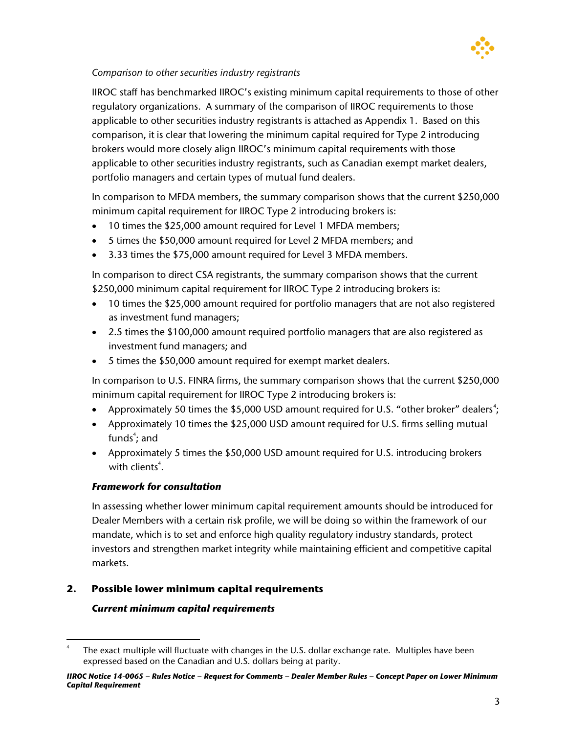*Comparison to other securities industry registrants*

IIROC staff has benchmarked IIROC's existing minimum capital requirements to those of other regulatory organizations. A summary of the comparison of IIROC requirements to those applicable to other securities industry registrants is attached as Appendix 1. Based on this comparison, it is clear that lowering the minimum capital required for Type 2 introducing brokers would more closely align IIROC's minimum capital requirements with those applicable to other securities industry registrants, such as Canadian exempt market dealers, portfolio managers and certain types of mutual fund dealers.

In comparison to MFDA members, the summary comparison shows that the current $250,000 minimum capital requirement for IIROC Type 2 introducing brokers is:

- 10 times the $25,000 amount required for Level 1 MFDA members;
- 5 times the $50,000 amount required for Level 2 MFDA members; and
- 3.33 times the $75,000 amount required for Level 3 MFDA members.

In comparison to direct CSA registrants, the summary comparison shows that the current $250,000 minimum capital requirement for IIROC Type 2 introducing brokers is:

- 10 times the $25,000 amount required for portfolio managers that are not also registered as investment fund managers;
- 2.5 times the $100,000 amount required portfolio managers that are also registered as investment fund managers; and
- 5 times the $50,000 amount required for exempt market dealers.

In comparison to U.S. FINRA firms, the summary comparison shows that the current $250,000 minimum capital requirement for IIROC Type 2 introducing brokers is:

- Approximately 50 times the $5,000 USD amount required for U.S. "other broker" dealers[4];
- Approximately 10 times the $25,000 USD amount required for U.S. firms selling mutual funds[4]; and
- Approximately 5 times the $50,000 USD amount required for U.S. introducing brokers with clients[4].

***Framework for consultation***

In assessing whether lower minimum capital requirement amounts should be introduced for Dealer Members with a certain risk profile, we will be doing so within the framework of our mandate, which is to set and enforce high quality regulatory industry standards, protect investors and strengthen market integrity while maintaining efficient and competitive capital markets.

## 2. Possible lower minimum capital requirements

***Current minimum capital requirements***

[4] The exact multiple will fluctuate with changes in the U.S. dollar exchange rate. Multiples have been expressed based on the Canadian and U.S. dollars being at parity.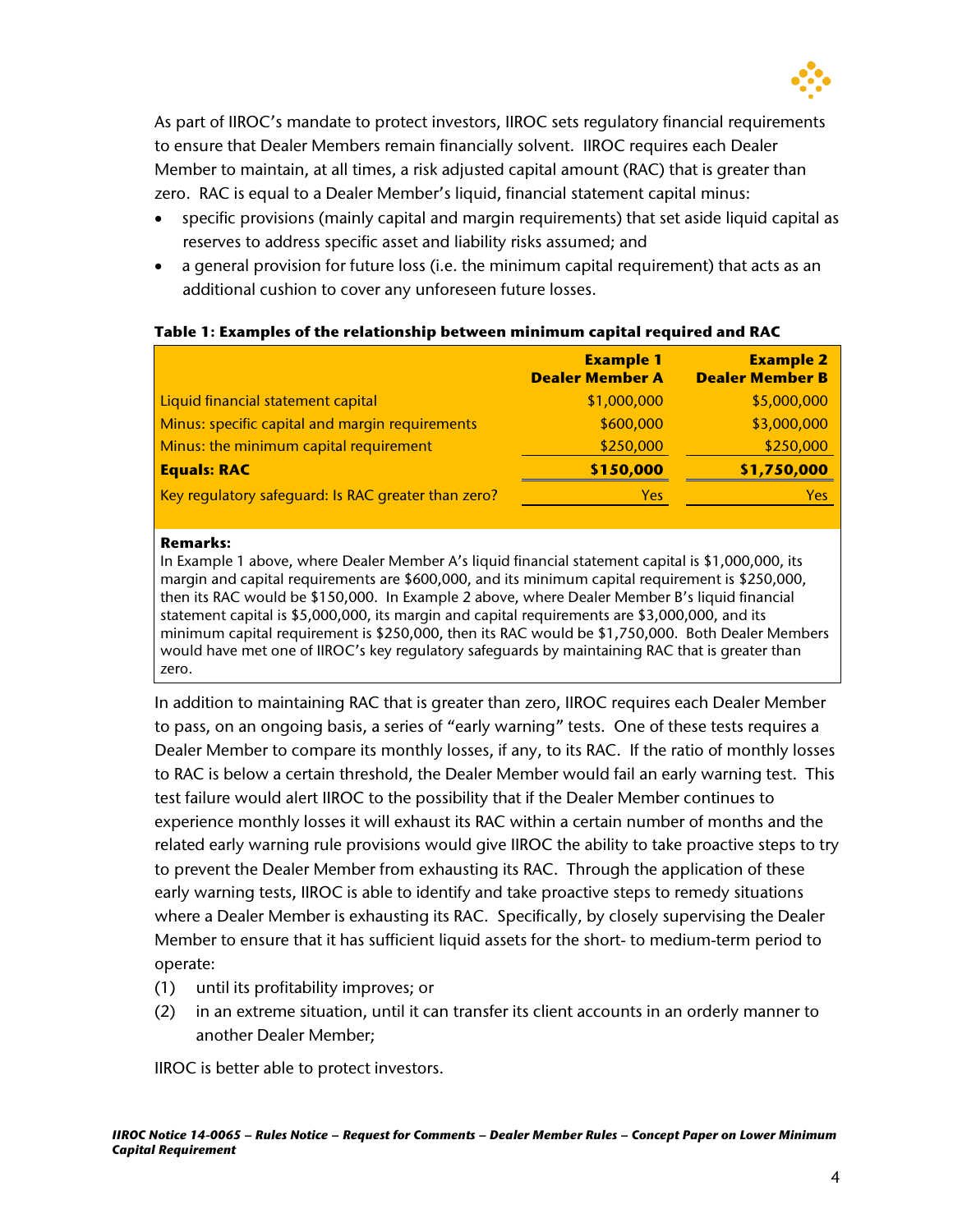As part of IIROC's mandate to protect investors, IIROC sets regulatory financial requirements to ensure that Dealer Members remain financially solvent. IIROC requires each Dealer Member to maintain, at all times, a risk adjusted capital amount (RAC) that is greater than zero. RAC is equal to a Dealer Member's liquid, financial statement capital minus:

- specific provisions (mainly capital and margin requirements) that set aside liquid capital as reserves to address specific asset and liability risks assumed; and
- a general provision for future loss (i.e. the minimum capital requirement) that acts as an additional cushion to cover any unforeseen future losses.

**Table 1: Examples of the relationship between minimum capital required and RAC**

| | **Example 1 Dealer Member A** | **Example 2 Dealer Member B** |
|---|---|---|
| Liquid financial statement capital | $1,000,000 | $5,000,000 |
| Minus: specific capital and margin requirements | $600,000 | $3,000,000 |
| Minus: the minimum capital requirement | $250,000 | $250,000 |
| **Equals: RAC** | **$150,000** | **$1,750,000** |
| Key regulatory safeguard: Is RAC greater than zero? | Yes | Yes |

**Remarks:**
In Example 1 above, where Dealer Member A's liquid financial statement capital is $1,000,000, its margin and capital requirements are $600,000, and its minimum capital requirement is $250,000, then its RAC would be $150,000. In Example 2 above, where Dealer Member B's liquid financial statement capital is $5,000,000, its margin and capital requirements are $3,000,000, and its minimum capital requirement is $250,000, then its RAC would be $1,750,000. Both Dealer Members would have met one of IIROC's key regulatory safeguards by maintaining RAC that is greater than zero.

In addition to maintaining RAC that is greater than zero, IIROC requires each Dealer Member to pass, on an ongoing basis, a series of "early warning" tests. One of these tests requires a Dealer Member to compare its monthly losses, if any, to its RAC. If the ratio of monthly losses to RAC is below a certain threshold, the Dealer Member would fail an early warning test. This test failure would alert IIROC to the possibility that if the Dealer Member continues to experience monthly losses it will exhaust its RAC within a certain number of months and the related early warning rule provisions would give IIROC the ability to take proactive steps to try to prevent the Dealer Member from exhausting its RAC. Through the application of these early warning tests, IIROC is able to identify and take proactive steps to remedy situations where a Dealer Member is exhausting its RAC. Specifically, by closely supervising the Dealer Member to ensure that it has sufficient liquid assets for the short- to medium-term period to operate:

(1) until its profitability improves; or

(2) in an extreme situation, until it can transfer its client accounts in an orderly manner to another Dealer Member;

IIROC is better able to protect investors.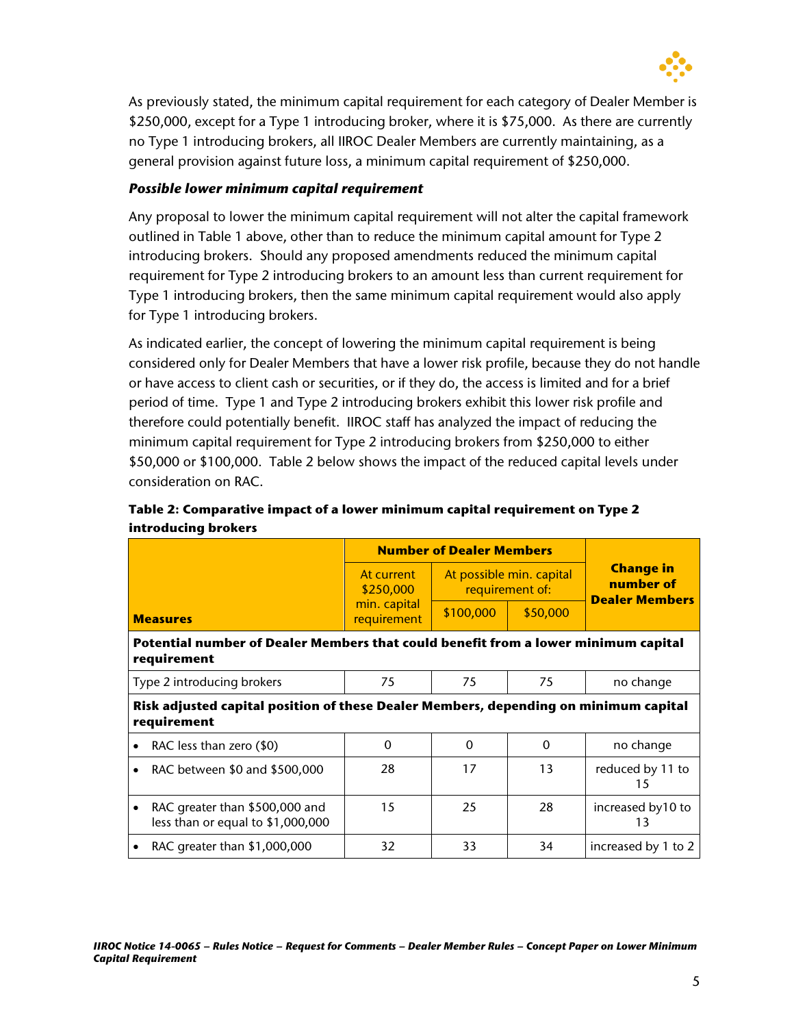As previously stated, the minimum capital requirement for each category of Dealer Member is $250,000, except for a Type 1 introducing broker, where it is $75,000. As there are currently no Type 1 introducing brokers, all IIROC Dealer Members are currently maintaining, as a general provision against future loss, a minimum capital requirement of $250,000.

***Possible lower minimum capital requirement***

Any proposal to lower the minimum capital requirement will not alter the capital framework outlined in Table 1 above, other than to reduce the minimum capital amount for Type 2 introducing brokers. Should any proposed amendments reduced the minimum capital requirement for Type 2 introducing brokers to an amount less than current requirement for Type 1 introducing brokers, then the same minimum capital requirement would also apply for Type 1 introducing brokers.

As indicated earlier, the concept of lowering the minimum capital requirement is being considered only for Dealer Members that have a lower risk profile, because they do not handle or have access to client cash or securities, or if they do, the access is limited and for a brief period of time. Type 1 and Type 2 introducing brokers exhibit this lower risk profile and therefore could potentially benefit. IIROC staff has analyzed the impact of reducing the minimum capital requirement for Type 2 introducing brokers from $250,000 to either $50,000 or $100,000. Table 2 below shows the impact of the reduced capital levels under consideration on RAC.

**Table 2: Comparative impact of a lower minimum capital requirement on Type 2 introducing brokers**

| **Measures** | **Number of Dealer Members** | | | **Change in number of Dealer Members** |
|---|---|---|---|---|
| | At current $250,000 min. capital requirement | At possible min. capital requirement of: $100,000 | $50,000 | |
| **Potential number of Dealer Members that could benefit from a lower minimum capital requirement** | | | | |
| Type 2 introducing brokers | 75 | 75 | 75 | no change |
| **Risk adjusted capital position of these Dealer Members, depending on minimum capital requirement** | | | | |
| • RAC less than zero ($0) | 0 | 0 | 0 | no change |
| • RAC between $0 and $500,000 | 28 | 17 | 13 | reduced by 11 to 15 |
| • RAC greater than $500,000 and less than or equal to $1,000,000 | 15 | 25 | 28 | increased by10 to 13 |
| • RAC greater than $1,000,000 | 32 | 33 | 34 | increased by 1 to 2 |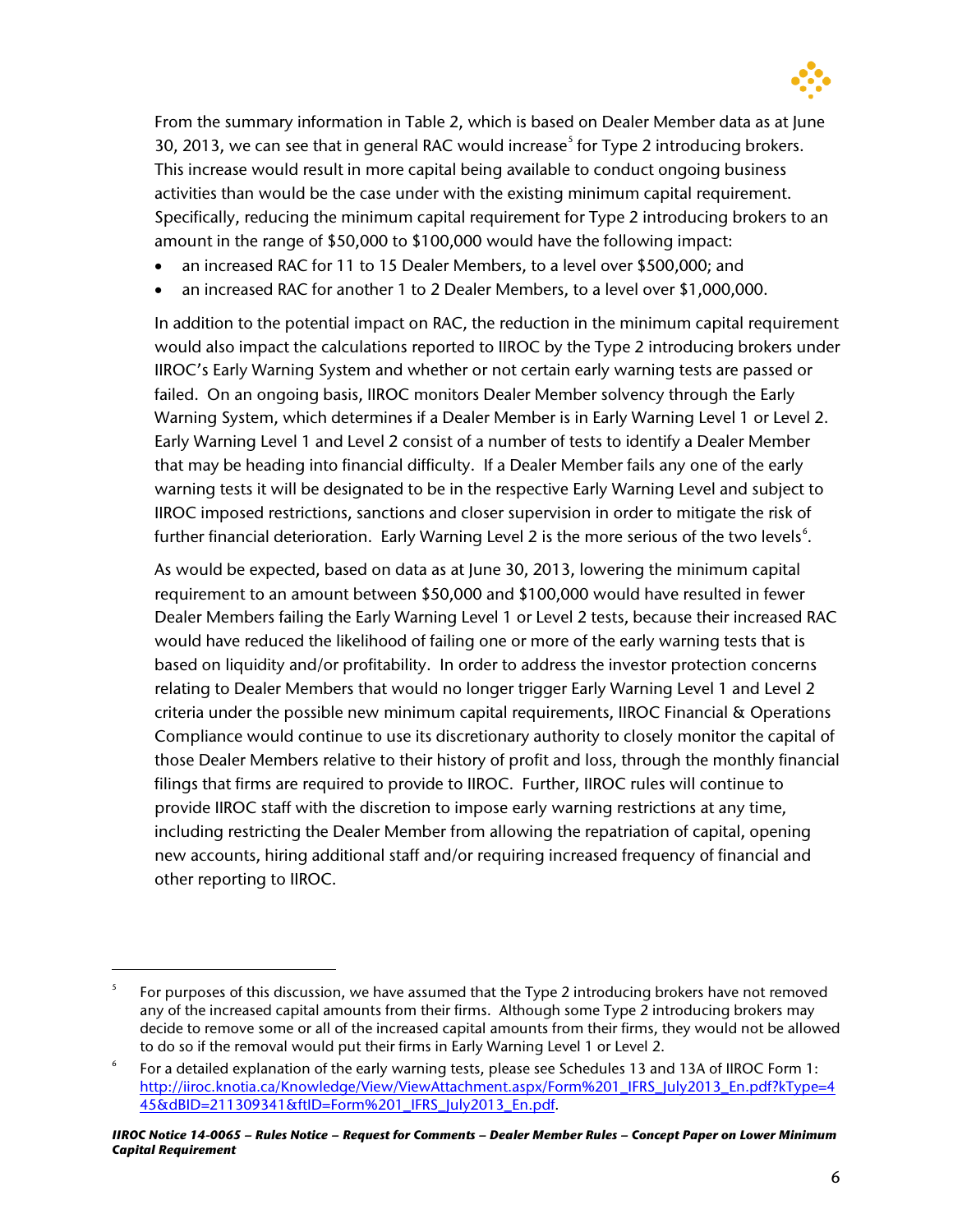From the summary information in Table 2, which is based on Dealer Member data as at June 30, 2013, we can see that in general RAC would increase[5] for Type 2 introducing brokers. This increase would result in more capital being available to conduct ongoing business activities than would be the case under with the existing minimum capital requirement. Specifically, reducing the minimum capital requirement for Type 2 introducing brokers to an amount in the range of $50,000 to $100,000 would have the following impact:

- an increased RAC for 11 to 15 Dealer Members, to a level over $500,000; and
- an increased RAC for another 1 to 2 Dealer Members, to a level over $1,000,000.

In addition to the potential impact on RAC, the reduction in the minimum capital requirement would also impact the calculations reported to IIROC by the Type 2 introducing brokers under IIROC's Early Warning System and whether or not certain early warning tests are passed or failed. On an ongoing basis, IIROC monitors Dealer Member solvency through the Early Warning System, which determines if a Dealer Member is in Early Warning Level 1 or Level 2. Early Warning Level 1 and Level 2 consist of a number of tests to identify a Dealer Member that may be heading into financial difficulty. If a Dealer Member fails any one of the early warning tests it will be designated to be in the respective Early Warning Level and subject to IIROC imposed restrictions, sanctions and closer supervision in order to mitigate the risk of further financial deterioration. Early Warning Level 2 is the more serious of the two levels[6].

As would be expected, based on data as at June 30, 2013, lowering the minimum capital requirement to an amount between $50,000 and $100,000 would have resulted in fewer Dealer Members failing the Early Warning Level 1 or Level 2 tests, because their increased RAC would have reduced the likelihood of failing one or more of the early warning tests that is based on liquidity and/or profitability. In order to address the investor protection concerns relating to Dealer Members that would no longer trigger Early Warning Level 1 and Level 2 criteria under the possible new minimum capital requirements, IIROC Financial & Operations Compliance would continue to use its discretionary authority to closely monitor the capital of those Dealer Members relative to their history of profit and loss, through the monthly financial filings that firms are required to provide to IIROC. Further, IIROC rules will continue to provide IIROC staff with the discretion to impose early warning restrictions at any time, including restricting the Dealer Member from allowing the repatriation of capital, opening new accounts, hiring additional staff and/or requiring increased frequency of financial and other reporting to IIROC.

---

[5] For purposes of this discussion, we have assumed that the Type 2 introducing brokers have not removed any of the increased capital amounts from their firms. Although some Type 2 introducing brokers may decide to remove some or all of the increased capital amounts from their firms, they would not be allowed to do so if the removal would put their firms in Early Warning Level 1 or Level 2.

[6] For a detailed explanation of the early warning tests, please see Schedules 13 and 13A of IIROC Form 1: http://iiroc.knotia.ca/Knowledge/View/ViewAttachment.aspx/Form%201_IFRS_July2013_En.pdf?kType=445&dBID=211309341&ftID=Form%201_IFRS_July2013_En.pdf.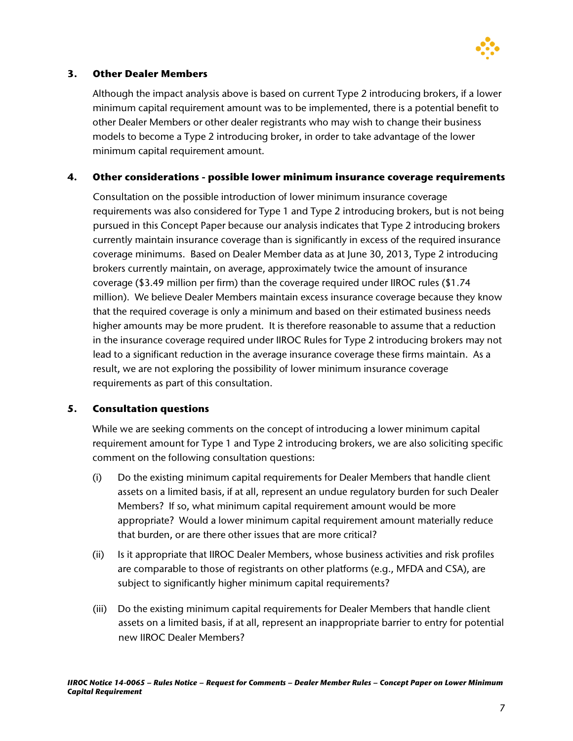### 3. Other Dealer Members

Although the impact analysis above is based on current Type 2 introducing brokers, if a lower minimum capital requirement amount was to be implemented, there is a potential benefit to other Dealer Members or other dealer registrants who may wish to change their business models to become a Type 2 introducing broker, in order to take advantage of the lower minimum capital requirement amount.

### 4. Other considerations - possible lower minimum insurance coverage requirements

Consultation on the possible introduction of lower minimum insurance coverage requirements was also considered for Type 1 and Type 2 introducing brokers, but is not being pursued in this Concept Paper because our analysis indicates that Type 2 introducing brokers currently maintain insurance coverage than is significantly in excess of the required insurance coverage minimums. Based on Dealer Member data as at June 30, 2013, Type 2 introducing brokers currently maintain, on average, approximately twice the amount of insurance coverage ($3.49 million per firm) than the coverage required under IIROC rules ($1.74 million). We believe Dealer Members maintain excess insurance coverage because they know that the required coverage is only a minimum and based on their estimated business needs higher amounts may be more prudent. It is therefore reasonable to assume that a reduction in the insurance coverage required under IIROC Rules for Type 2 introducing brokers may not lead to a significant reduction in the average insurance coverage these firms maintain. As a result, we are not exploring the possibility of lower minimum insurance coverage requirements as part of this consultation.

### 5. Consultation questions

While we are seeking comments on the concept of introducing a lower minimum capital requirement amount for Type 1 and Type 2 introducing brokers, we are also soliciting specific comment on the following consultation questions:

(i) Do the existing minimum capital requirements for Dealer Members that handle client assets on a limited basis, if at all, represent an undue regulatory burden for such Dealer Members? If so, what minimum capital requirement amount would be more appropriate? Would a lower minimum capital requirement amount materially reduce that burden, or are there other issues that are more critical?

(ii) Is it appropriate that IIROC Dealer Members, whose business activities and risk profiles are comparable to those of registrants on other platforms (e.g., MFDA and CSA), are subject to significantly higher minimum capital requirements?

(iii) Do the existing minimum capital requirements for Dealer Members that handle client assets on a limited basis, if at all, represent an inappropriate barrier to entry for potential new IIROC Dealer Members?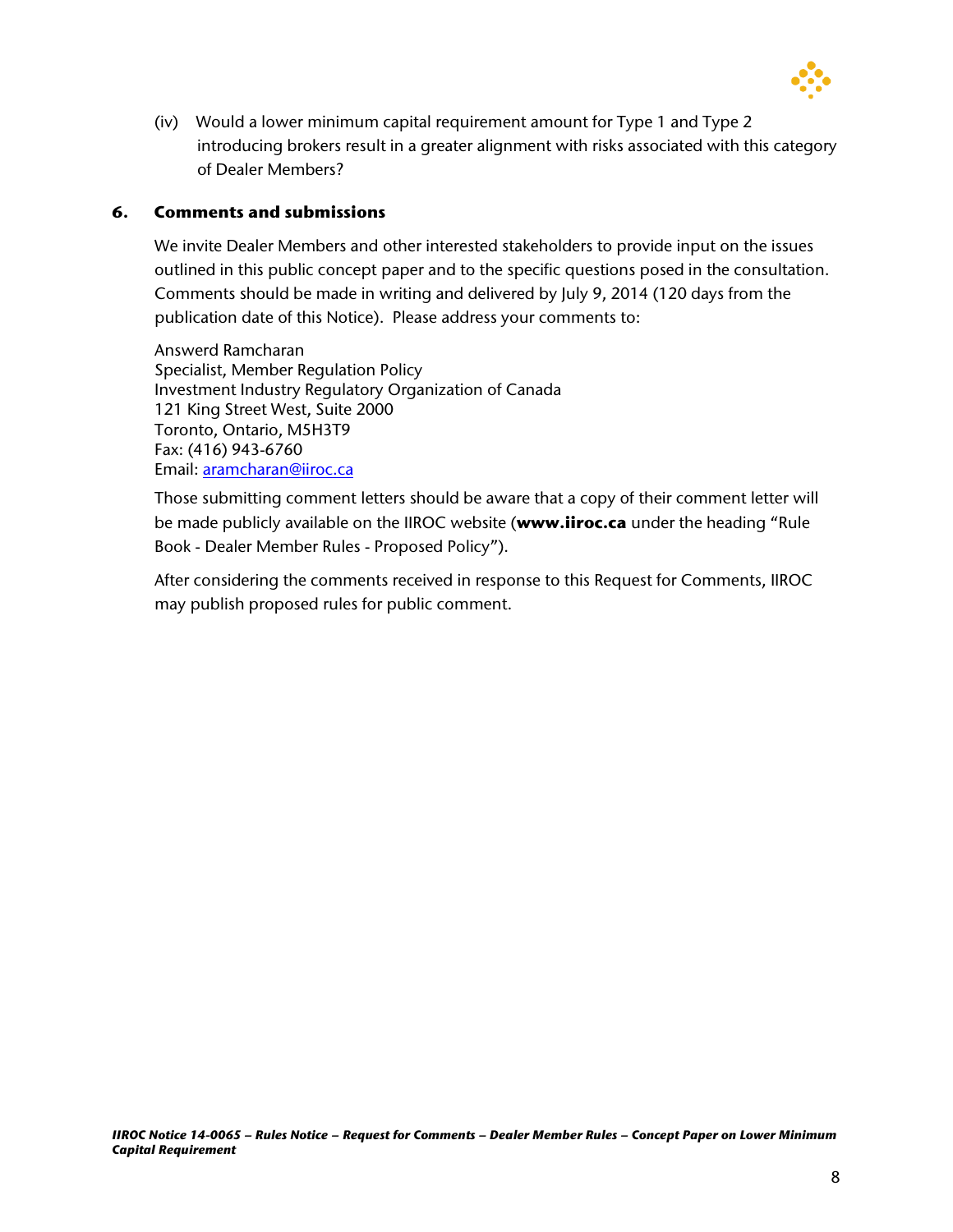(iv) Would a lower minimum capital requirement amount for Type 1 and Type 2 introducing brokers result in a greater alignment with risks associated with this category of Dealer Members?

## 6. Comments and submissions

We invite Dealer Members and other interested stakeholders to provide input on the issues outlined in this public concept paper and to the specific questions posed in the consultation. Comments should be made in writing and delivered by July 9, 2014 (120 days from the publication date of this Notice). Please address your comments to:

Answerd Ramcharan
Specialist, Member Regulation Policy
Investment Industry Regulatory Organization of Canada
121 King Street West, Suite 2000
Toronto, Ontario, M5H3T9
Fax: (416) 943-6760
Email: aramcharan@iiroc.ca

Those submitting comment letters should be aware that a copy of their comment letter will be made publicly available on the IIROC website (**www.iiroc.ca** under the heading "Rule Book - Dealer Member Rules - Proposed Policy").

After considering the comments received in response to this Request for Comments, IIROC may publish proposed rules for public comment.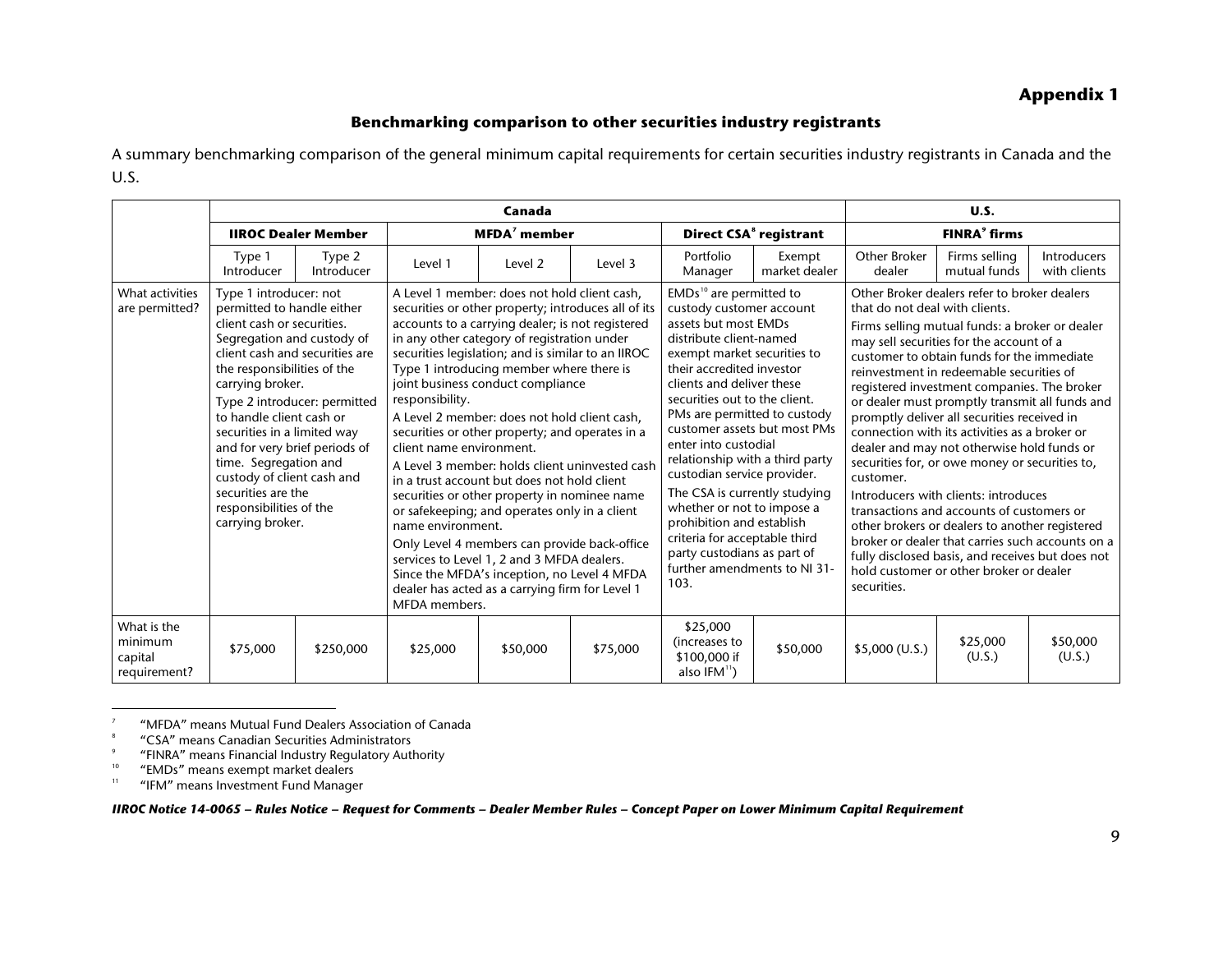# Appendix 1

## Benchmarking comparison to other securities industry registrants

A summary benchmarking comparison of the general minimum capital requirements for certain securities industry registrants in Canada and the U.S.

| | Canada | | | | | | | U.S. | | |
|---|---|---|---|---|---|---|---|---|---|---|
| | **IIROC Dealer Member** | | **MFDA[7] member** | | | **Direct CSA[8] registrant** | | **FINRA[9] firms** | | |
| | Type 1 Introducer | Type 2 Introducer | Level 1 | Level 2 | Level 3 | Portfolio Manager | Exempt market dealer | Other Broker dealer | Firms selling mutual funds | Introducers with clients |
| What activities are permitted? | Type 1 introducer: not permitted to handle either client cash or securities. Segregation and custody of client cash and securities are the responsibilities of the carrying broker.<br>Type 2 introducer: permitted to handle client cash or securities in a limited way and for very brief periods of time. Segregation and custody of client cash and securities are the responsibilities of the carrying broker. | | A Level 1 member: does not hold client cash, securities or other property; introduces all of its accounts to a carrying dealer; is not registered in any other category of registration under securities legislation; and is similar to an IIROC Type 1 introducing member where there is joint business conduct compliance responsibility.<br>A Level 2 member: does not hold client cash, securities or other property; and operates in a client name environment.<br>A Level 3 member: holds client uninvested cash in a trust account but does not hold client securities or other property in nominee name or safekeeping; and operates only in a client name environment.<br>Only Level 4 members can provide back-office services to Level 1, 2 and 3 MFDA dealers. Since the MFDA's inception, no Level 4 MFDA dealer has acted as a carrying firm for Level 1 MFDA members. | | | EMDs[10] are permitted to custody customer account assets but most EMDs distribute client-named exempt market securities to their accredited investor clients and deliver these securities out to the client. PMs are permitted to custody customer assets but most PMs enter into custodial relationship with a third party custodian service provider.<br>The CSA is currently studying whether or not to impose a prohibition and establish criteria for acceptable third party custodians as part of further amendments to NI 31-103. | | Other Broker dealers refer to broker dealers that do not deal with clients.<br>Firms selling mutual funds: a broker or dealer may sell securities for the account of a customer to obtain funds for the immediate reinvestment in redeemable securities of registered investment companies. The broker or dealer must promptly transmit all funds and promptly deliver all securities received in connection with its activities as a broker or dealer and may not otherwise hold funds or securities for, or owe money or securities to, customer.<br>Introducers with clients: introduces transactions and accounts of customers or other brokers or dealers to another registered broker or dealer that carries such accounts on a fully disclosed basis, and receives but does not hold customer or other broker or dealer securities. | | |
| What is the minimum capital requirement? | \$75,000 | \$250,000 | \$25,000 | \$50,000 | \$75,000 | \$25,000 (increases to \$100,000 if also IFM[11]) | \$50,000 | \$5,000 (U.S.) | \$25,000 (U.S.) | \$50,000 (U.S.) |

[7] "MFDA" means Mutual Fund Dealers Association of Canada
[8] "CSA" means Canadian Securities Administrators
[9] "FINRA" means Financial Industry Regulatory Authority
[10] "EMDs" means exempt market dealers
[11] "IFM" means Investment Fund Manager